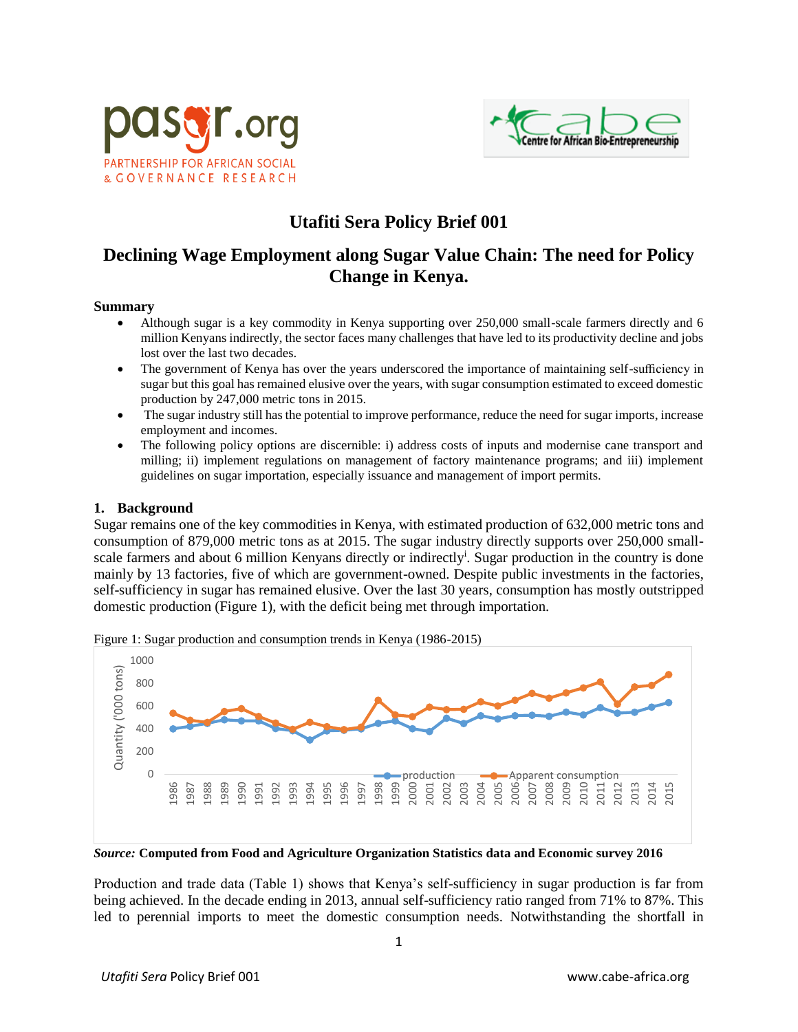# Utafiti Sera Policy Brief 001

## Declining Wage Employment along Sugar Value Chain: The need for Policy Change in Kenya.

### Summary

- Although sugar is a key commodity in Kenya supporting over 250,000 small-scale farmers directly and 6 million Kenyans indirectly, the sector faces many challenges that have led to its productivity decline and jobs lost over the last two decades.
- The government of Kenya has over the years underscored the importance of maintaining self-sufficiency in sugar but this goal has remained elusive over the years, with sugar consumption estimated to exceed domestic production by 247,000 metric tons in 2015.
- The sugar industry still has the potential to improve performance, reduce the need for sugar imports, increase employment and incomes.
- The following policy options are discernible: i) address costs of inputs and modernise cane transport and milling; ii) implement regulations on management of factory maintenance programs; and iii) implement guidelines on sugar importation, especially issuance and management of import permits.

### 1. Background

Sugar remains one of the key commodities in Kenya, with estimated production of 632,000 metric tons and consumption of 879,000 metric tons as at 2015. The sugar industry directly supports over 250,000 small-scale farmers and about 6 million Kenyans directly or indirectly[i]. Sugar production in the country is done mainly by 13 factories, five of which are government-owned. Despite public investments in the factories, self-sufficiency in sugar has remained elusive. Over the last 30 years, consumption has mostly outstripped domestic production (Figure 1), with the deficit being met through importation.

Figure 1: Sugar production and consumption trends in Kenya (1986-2015)

*Source:* **Computed from Food and Agriculture Organization Statistics data and Economic survey 2016**

Production and trade data (Table 1) shows that Kenya's self-sufficiency in sugar production is far from being achieved. In the decade ending in 2013, annual self-sufficiency ratio ranged from 71% to 87%. This led to perennial imports to meet the domestic consumption needs. Notwithstanding the shortfall in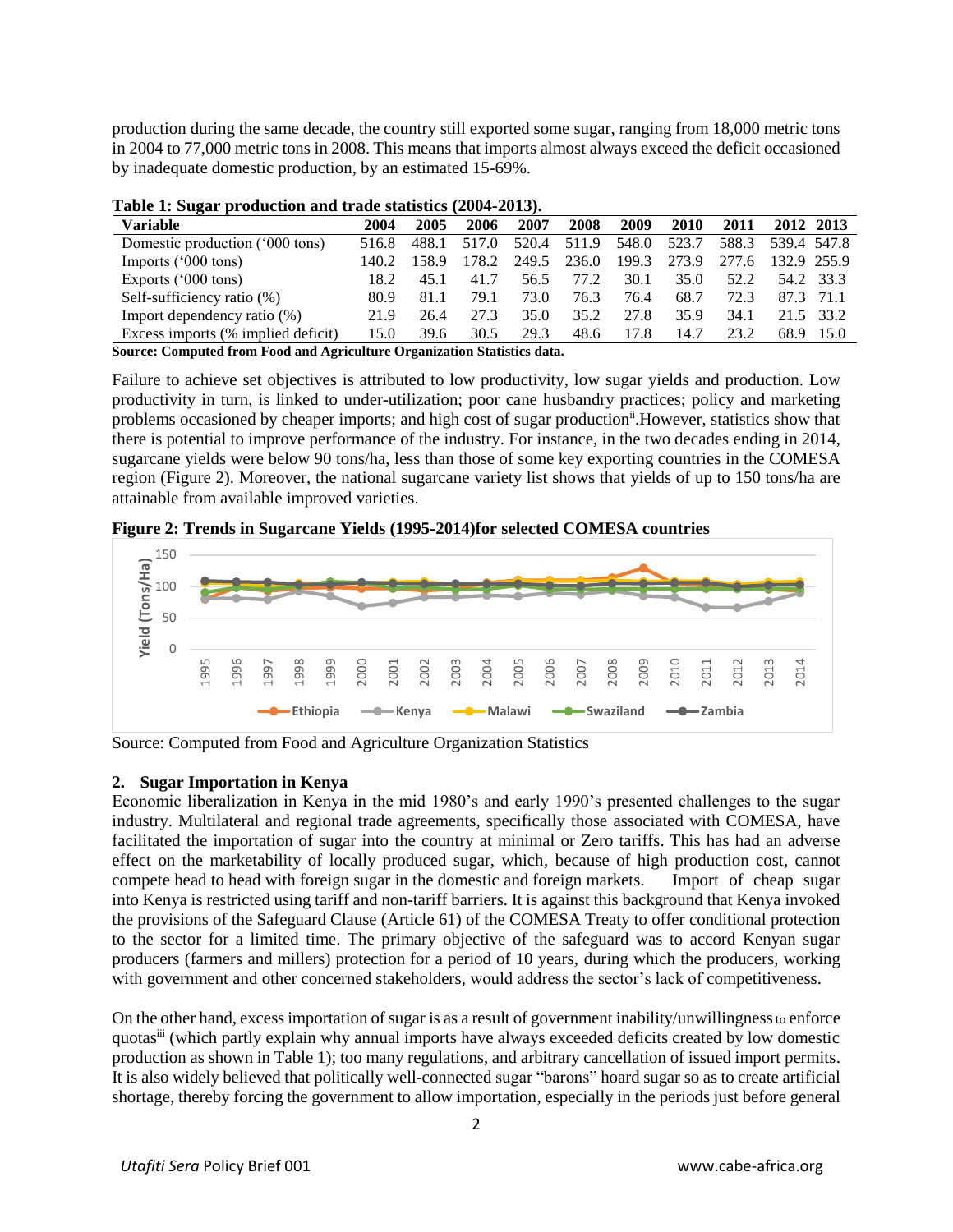production during the same decade, the country still exported some sugar, ranging from 18,000 metric tons in 2004 to 77,000 metric tons in 2008. This means that imports almost always exceed the deficit occasioned by inadequate domestic production, by an estimated 15-69%.

**Table 1: Sugar production and trade statistics (2004-2013).**

| Variable | 2004 | 2005 | 2006 | 2007 | 2008 | 2009 | 2010 | 2011 | 2012 | 2013 |
|---|---|---|---|---|---|---|---|---|---|---|
| Domestic production ('000 tons) | 516.8 | 488.1 | 517.0 | 520.4 | 511.9 | 548.0 | 523.7 | 588.3 | 539.4 | 547.8 |
| Imports ('000 tons) | 140.2 | 158.9 | 178.2 | 249.5 | 236.0 | 199.3 | 273.9 | 277.6 | 132.9 | 255.9 |
| Exports ('000 tons) | 18.2 | 45.1 | 41.7 | 56.5 | 77.2 | 30.1 | 35.0 | 52.2 | 54.2 | 33.3 |
| Self-sufficiency ratio (%) | 80.9 | 81.1 | 79.1 | 73.0 | 76.3 | 76.4 | 68.7 | 72.3 | 87.3 | 71.1 |
| Import dependency ratio (%) | 21.9 | 26.4 | 27.3 | 35.0 | 35.2 | 27.8 | 35.9 | 34.1 | 21.5 | 33.2 |
| Excess imports (% implied deficit) | 15.0 | 39.6 | 30.5 | 29.3 | 48.6 | 17.8 | 14.7 | 23.2 | 68.9 | 15.0 |

**Source: Computed from Food and Agriculture Organization Statistics data.**

Failure to achieve set objectives is attributed to low productivity, low sugar yields and production. Low productivity in turn, is linked to under-utilization; poor cane husbandry practices; policy and marketing problems occasioned by cheaper imports; and high cost of sugar production[ii].However, statistics show that there is potential to improve performance of the industry. For instance, in the two decades ending in 2014, sugarcane yields were below 90 tons/ha, less than those of some key exporting countries in the COMESA region (Figure 2). Moreover, the national sugarcane variety list shows that yields of up to 150 tons/ha are attainable from available improved varieties.

**Figure 2: Trends in Sugarcane Yields (1995-2014)for selected COMESA countries**

Source: Computed from Food and Agriculture Organization Statistics

## 2. Sugar Importation in Kenya

Economic liberalization in Kenya in the mid 1980's and early 1990's presented challenges to the sugar industry. Multilateral and regional trade agreements, specifically those associated with COMESA, have facilitated the importation of sugar into the country at minimal or Zero tariffs. This has had an adverse effect on the marketability of locally produced sugar, which, because of high production cost, cannot compete head to head with foreign sugar in the domestic and foreign markets. Import of cheap sugar into Kenya is restricted using tariff and non-tariff barriers. It is against this background that Kenya invoked the provisions of the Safeguard Clause (Article 61) of the COMESA Treaty to offer conditional protection to the sector for a limited time. The primary objective of the safeguard was to accord Kenyan sugar producers (farmers and millers) protection for a period of 10 years, during which the producers, working with government and other concerned stakeholders, would address the sector's lack of competitiveness.

On the other hand, excess importation of sugar is as a result of government inability/unwillingness to enforce quotas[iii] (which partly explain why annual imports have always exceeded deficits created by low domestic production as shown in Table 1); too many regulations, and arbitrary cancellation of issued import permits. It is also widely believed that politically well-connected sugar "barons" hoard sugar so as to create artificial shortage, thereby forcing the government to allow importation, especially in the periods just before general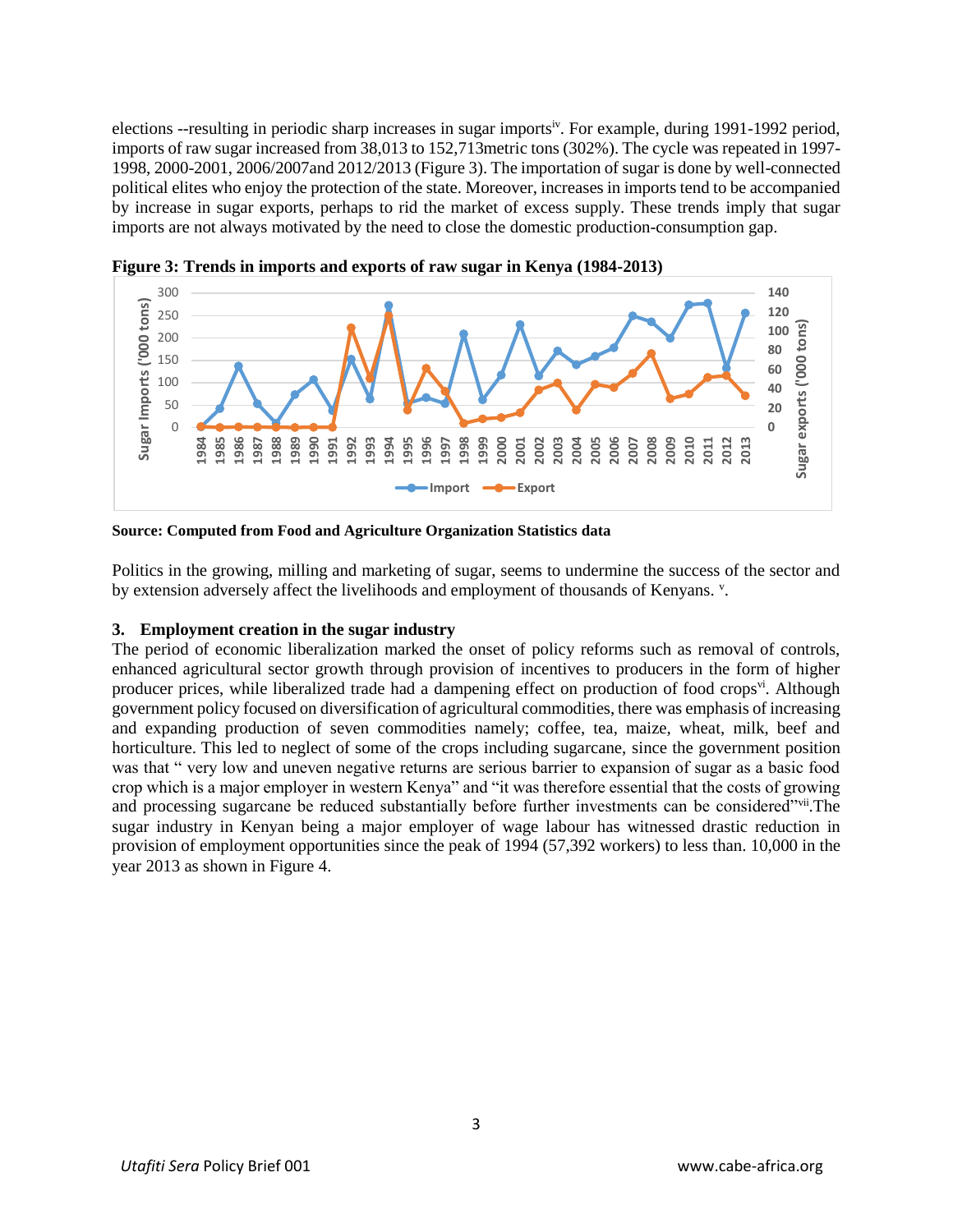elections --resulting in periodic sharp increases in sugar imports[iv]. For example, during 1991-1992 period, imports of raw sugar increased from 38,013 to 152,713metric tons (302%). The cycle was repeated in 1997-1998, 2000-2001, 2006/2007and 2012/2013 (Figure 3). The importation of sugar is done by well-connected political elites who enjoy the protection of the state. Moreover, increases in imports tend to be accompanied by increase in sugar exports, perhaps to rid the market of excess supply. These trends imply that sugar imports are not always motivated by the need to close the domestic production-consumption gap.

**Figure 3: Trends in imports and exports of raw sugar in Kenya (1984-2013)**

**Source: Computed from Food and Agriculture Organization Statistics data**

Politics in the growing, milling and marketing of sugar, seems to undermine the success of the sector and by extension adversely affect the livelihoods and employment of thousands of Kenyans. [v].

## 3. Employment creation in the sugar industry

The period of economic liberalization marked the onset of policy reforms such as removal of controls, enhanced agricultural sector growth through provision of incentives to producers in the form of higher producer prices, while liberalized trade had a dampening effect on production of food crops[vi]. Although government policy focused on diversification of agricultural commodities, there was emphasis of increasing and expanding production of seven commodities namely; coffee, tea, maize, wheat, milk, beef and horticulture. This led to neglect of some of the crops including sugarcane, since the government position was that " very low and uneven negative returns are serious barrier to expansion of sugar as a basic food crop which is a major employer in western Kenya" and "it was therefore essential that the costs of growing and processing sugarcane be reduced substantially before further investments can be considered"[vii].The sugar industry in Kenyan being a major employer of wage labour has witnessed drastic reduction in provision of employment opportunities since the peak of 1994 (57,392 workers) to less than. 10,000 in the year 2013 as shown in Figure 4.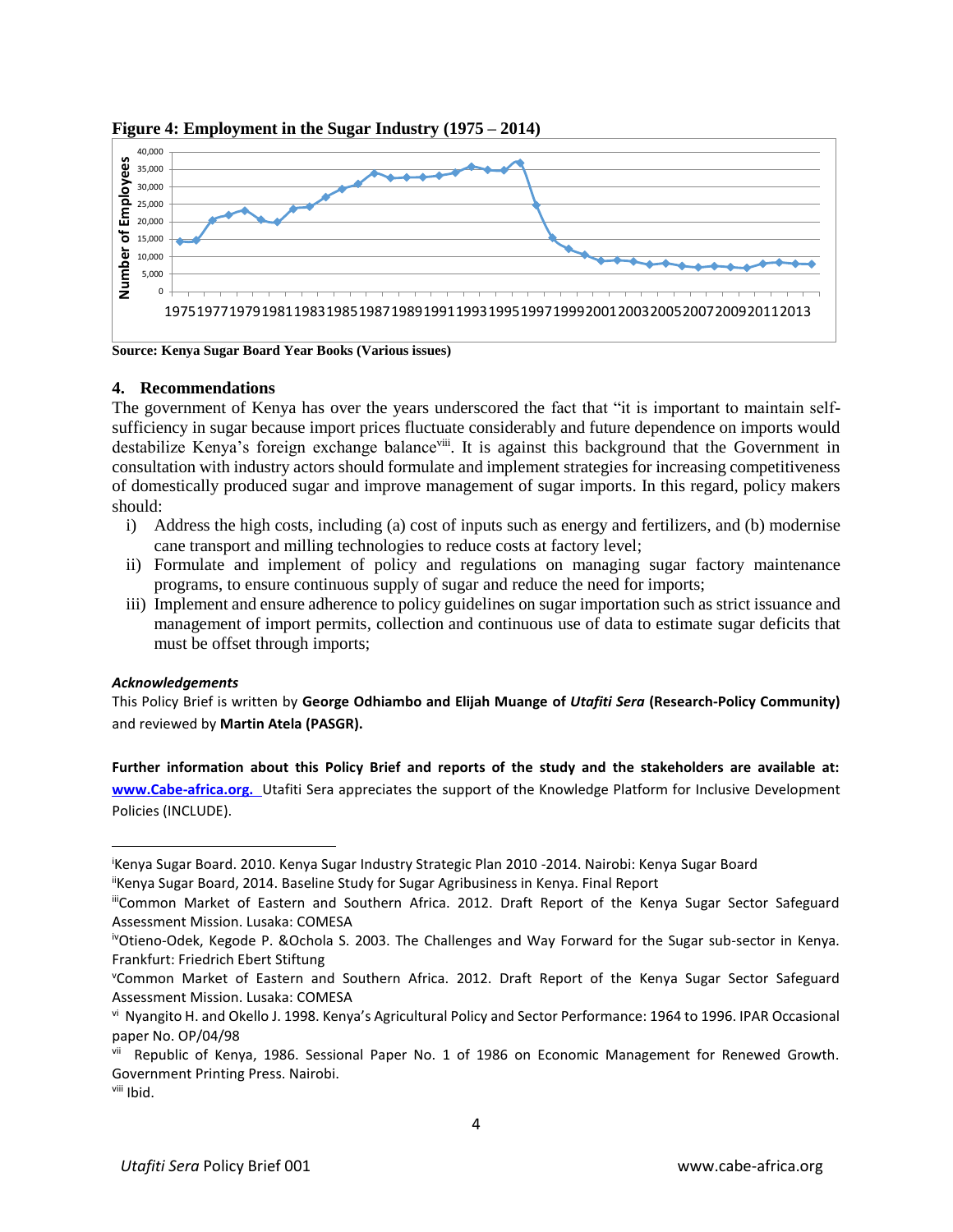**Figure 4: Employment in the Sugar Industry (1975 – 2014)**

Number of Employees

40,000
35,000
30,000
25,000
20,000
15,000
10,000
5,000
0

1975 1977 1979 1981 1983 1985 1987 1989 1991 1993 1995 1997 1999 2001 2003 2005 2007 2009 2011 2013

**Source: Kenya Sugar Board Year Books (Various issues)**

## 4. Recommendations

The government of Kenya has over the years underscored the fact that "it is important to maintain self-sufficiency in sugar because import prices fluctuate considerably and future dependence on imports would destabilize Kenya's foreign exchange balance[viii]. It is against this background that the Government in consultation with industry actors should formulate and implement strategies for increasing competitiveness of domestically produced sugar and improve management of sugar imports. In this regard, policy makers should:

i) Address the high costs, including (a) cost of inputs such as energy and fertilizers, and (b) modernise cane transport and milling technologies to reduce costs at factory level;
ii) Formulate and implement of policy and regulations on managing sugar factory maintenance programs, to ensure continuous supply of sugar and reduce the need for imports;
iii) Implement and ensure adherence to policy guidelines on sugar importation such as strict issuance and management of import permits, collection and continuous use of data to estimate sugar deficits that must be offset through imports;

***Acknowledgements***

This Policy Brief is written by **George Odhiambo and Elijah Muange of *Utafiti Sera* (Research-Policy Community)** and reviewed by **Martin Atela (PASGR).**

**Further information about this Policy Brief and reports of the study and the stakeholders are available at: [www.Cabe-africa.org.](http://www.Cabe-africa.org)** Utafiti Sera appreciates the support of the Knowledge Platform for Inclusive Development Policies (INCLUDE).

---

[i] Kenya Sugar Board. 2010. Kenya Sugar Industry Strategic Plan 2010 -2014. Nairobi: Kenya Sugar Board

[ii] Kenya Sugar Board, 2014. Baseline Study for Sugar Agribusiness in Kenya. Final Report

[iii] Common Market of Eastern and Southern Africa. 2012. Draft Report of the Kenya Sugar Sector Safeguard Assessment Mission. Lusaka: COMESA

[iv] Otieno-Odek, Kegode P. &Ochola S. 2003. The Challenges and Way Forward for the Sugar sub-sector in Kenya. Frankfurt: Friedrich Ebert Stiftung

[v] Common Market of Eastern and Southern Africa. 2012. Draft Report of the Kenya Sugar Sector Safeguard Assessment Mission. Lusaka: COMESA

[vi] Nyangito H. and Okello J. 1998. Kenya's Agricultural Policy and Sector Performance: 1964 to 1996. IPAR Occasional paper No. OP/04/98

[vii] Republic of Kenya, 1986. Sessional Paper No. 1 of 1986 on Economic Management for Renewed Growth. Government Printing Press. Nairobi.

[viii] Ibid.